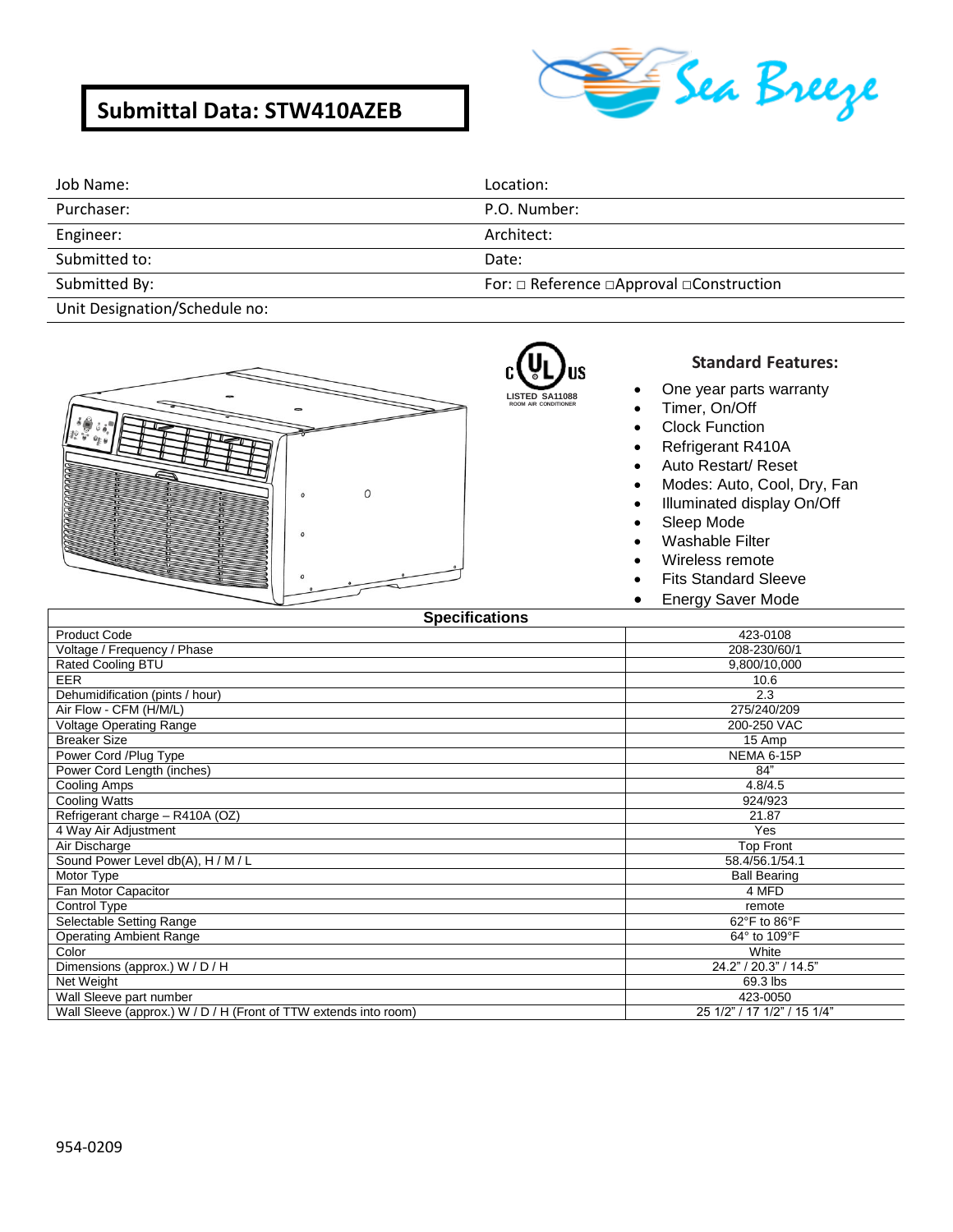# Submittal Data: STW410AZEB

Sea Breeze

| Job Name: | Location: |
|---|---|
| Purchaser: | P.O. Number: |
| Engineer: | Architect: |
| Submitted to: | Date: |
| Submitted By: | For: □ Reference □Approval □Construction |
| Unit Designation/Schedule no: | |

c UL us
LISTED SA11088
ROOM AIR CONDITIONER

## Standard Features:

- One year parts warranty
- Timer, On/Off
- Clock Function
- Refrigerant R410A
- Auto Restart/ Reset
- Modes: Auto, Cool, Dry, Fan
- Illuminated display On/Off
- Sleep Mode
- Washable Filter
- Wireless remote
- Fits Standard Sleeve
- Energy Saver Mode

## Specifications

| Specification | Value |
|---|---|
| Product Code | 423-0108 |
| Voltage / Frequency / Phase | 208-230/60/1 |
| Rated Cooling BTU | 9,800/10,000 |
| EER | 10.6 |
| Dehumidification (pints / hour) | 2.3 |
| Air Flow - CFM (H/M/L) | 275/240/209 |
| Voltage Operating Range | 200-250 VAC |
| Breaker Size | 15 Amp |
| Power Cord /Plug Type | NEMA 6-15P |
| Power Cord Length (inches) | 84" |
| Cooling Amps | 4.8/4.5 |
| Cooling Watts | 924/923 |
| Refrigerant charge – R410A (OZ) | 21.87 |
| 4 Way Air Adjustment | Yes |
| Air Discharge | Top Front |
| Sound Power Level db(A), H / M / L | 58.4/56.1/54.1 |
| Motor Type | Ball Bearing |
| Fan Motor Capacitor | 4 MFD |
| Control Type | remote |
| Selectable Setting Range | 62°F to 86°F |
| Operating Ambient Range | 64° to 109°F |
| Color | White |
| Dimensions (approx.) W / D / H | 24.2" / 20.3" / 14.5" |
| Net Weight | 69.3 lbs |
| Wall Sleeve part number | 423-0050 |
| Wall Sleeve (approx.) W / D / H (Front of TTW extends into room) | 25 1/2" / 17 1/2" / 15 1/4" |

954-0209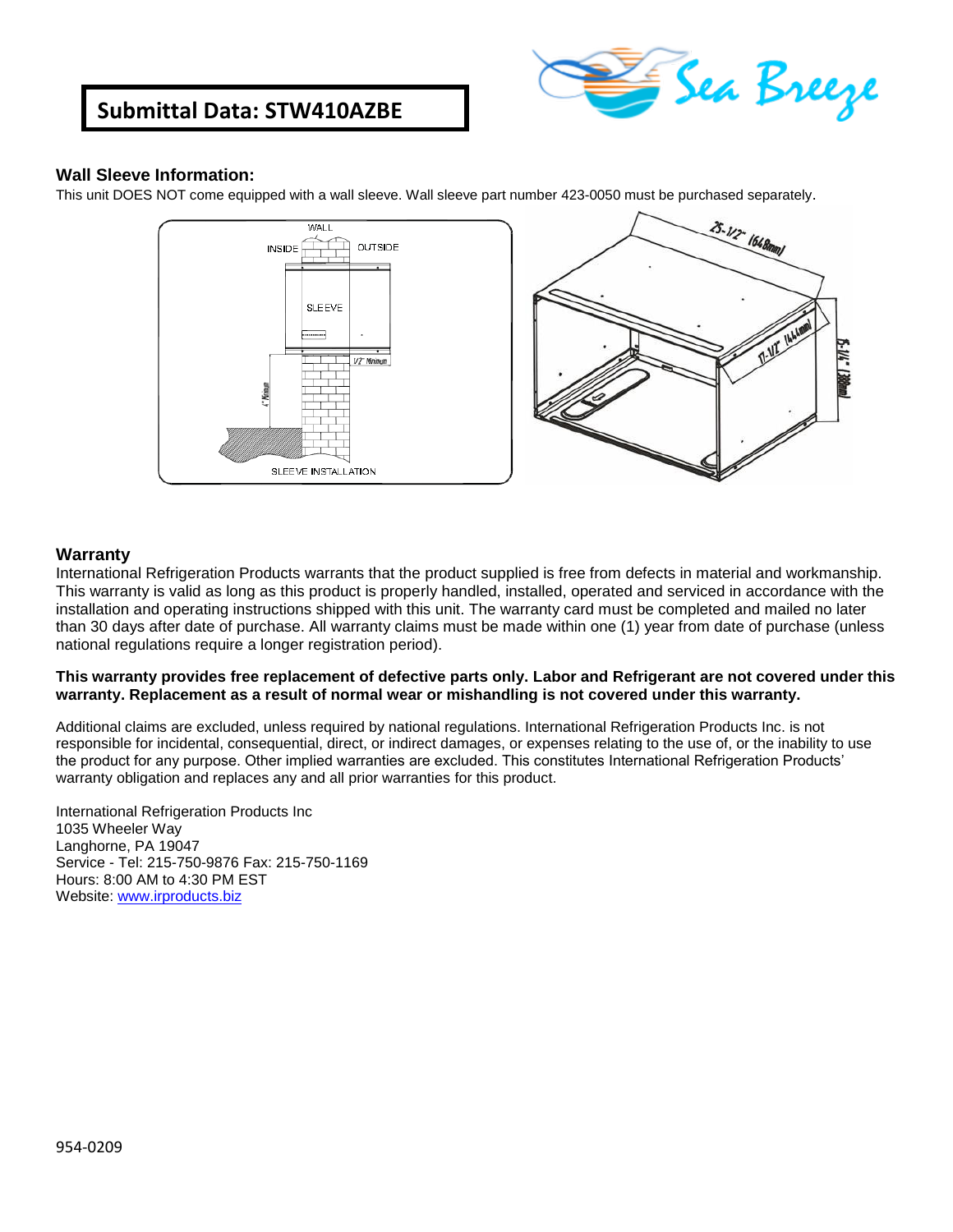# Submittal Data: STW410AZBE

## Wall Sleeve Information:

This unit DOES NOT come equipped with a wall sleeve. Wall sleeve part number 423-0050 must be purchased separately.

WALL
INSIDE
OUTSIDE
SLEEVE
1/2" Minimum
4" Minimum
SLEEVE INSTALLATION

25-1/2" (648mm)
17-1/2" (444mm)
15-1/4" (388mm)

## Warranty

International Refrigeration Products warrants that the product supplied is free from defects in material and workmanship. This warranty is valid as long as this product is properly handled, installed, operated and serviced in accordance with the installation and operating instructions shipped with this unit. The warranty card must be completed and mailed no later than 30 days after date of purchase. All warranty claims must be made within one (1) year from date of purchase (unless national regulations require a longer registration period).

**This warranty provides free replacement of defective parts only. Labor and Refrigerant are not covered under this warranty. Replacement as a result of normal wear or mishandling is not covered under this warranty.**

Additional claims are excluded, unless required by national regulations. International Refrigeration Products Inc. is not responsible for incidental, consequential, direct, or indirect damages, or expenses relating to the use of, or the inability to use the product for any purpose. Other implied warranties are excluded. This constitutes International Refrigeration Products' warranty obligation and replaces any and all prior warranties for this product.

International Refrigeration Products Inc
1035 Wheeler Way
Langhorne, PA 19047
Service - Tel: 215-750-9876 Fax: 215-750-1169
Hours: 8:00 AM to 4:30 PM EST
Website: www.irproducts.biz

954-0209